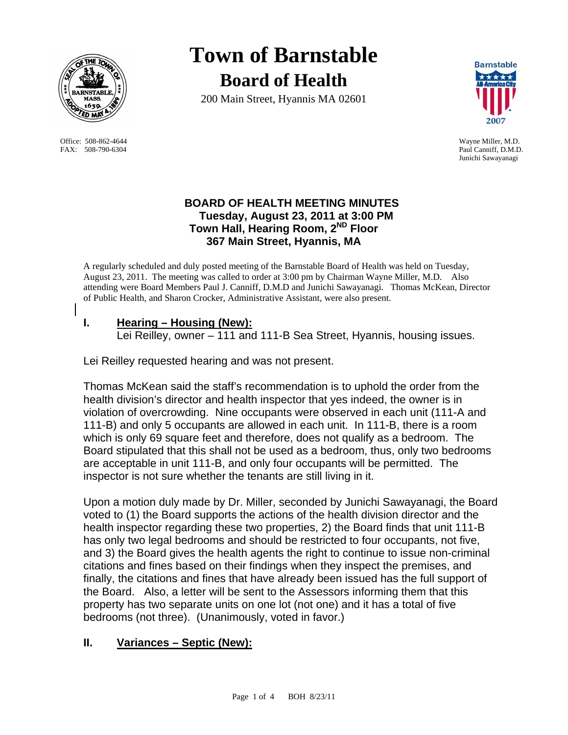# Town of Barnstable

## Board of Health

200 Main Street, Hyannis MA 02601

Office: 508-862-4644
FAX: 508-790-6304

Wayne Miller, M.D.
Paul Canniff, D.M.D.
Junichi Sawayanagi

### BOARD OF HEALTH MEETING MINUTES
**Tuesday, August 23, 2011 at 3:00 PM**
**Town Hall, Hearing Room, 2ND Floor**
**367 Main Street, Hyannis, MA**

A regularly scheduled and duly posted meeting of the Barnstable Board of Health was held on Tuesday, August 23, 2011. The meeting was called to order at 3:00 pm by Chairman Wayne Miller, M.D. Also attending were Board Members Paul J. Canniff, D.M.D and Junichi Sawayanagi. Thomas McKean, Director of Public Health, and Sharon Crocker, Administrative Assistant, were also present.

## I. Hearing – Housing (New):

Lei Reilley, owner – 111 and 111-B Sea Street, Hyannis, housing issues.

Lei Reilley requested hearing and was not present.

Thomas McKean said the staff's recommendation is to uphold the order from the health division's director and health inspector that yes indeed, the owner is in violation of overcrowding. Nine occupants were observed in each unit (111-A and 111-B) and only 5 occupants are allowed in each unit. In 111-B, there is a room which is only 69 square feet and therefore, does not qualify as a bedroom. The Board stipulated that this shall not be used as a bedroom, thus, only two bedrooms are acceptable in unit 111-B, and only four occupants will be permitted. The inspector is not sure whether the tenants are still living in it.

Upon a motion duly made by Dr. Miller, seconded by Junichi Sawayanagi, the Board voted to (1) the Board supports the actions of the health division director and the health inspector regarding these two properties, 2) the Board finds that unit 111-B has only two legal bedrooms and should be restricted to four occupants, not five, and 3) the Board gives the health agents the right to continue to issue non-criminal citations and fines based on their findings when they inspect the premises, and finally, the citations and fines that have already been issued has the full support of the Board. Also, a letter will be sent to the Assessors informing them that this property has two separate units on one lot (not one) and it has a total of five bedrooms (not three). (Unanimously, voted in favor.)

## II. Variances – Septic (New):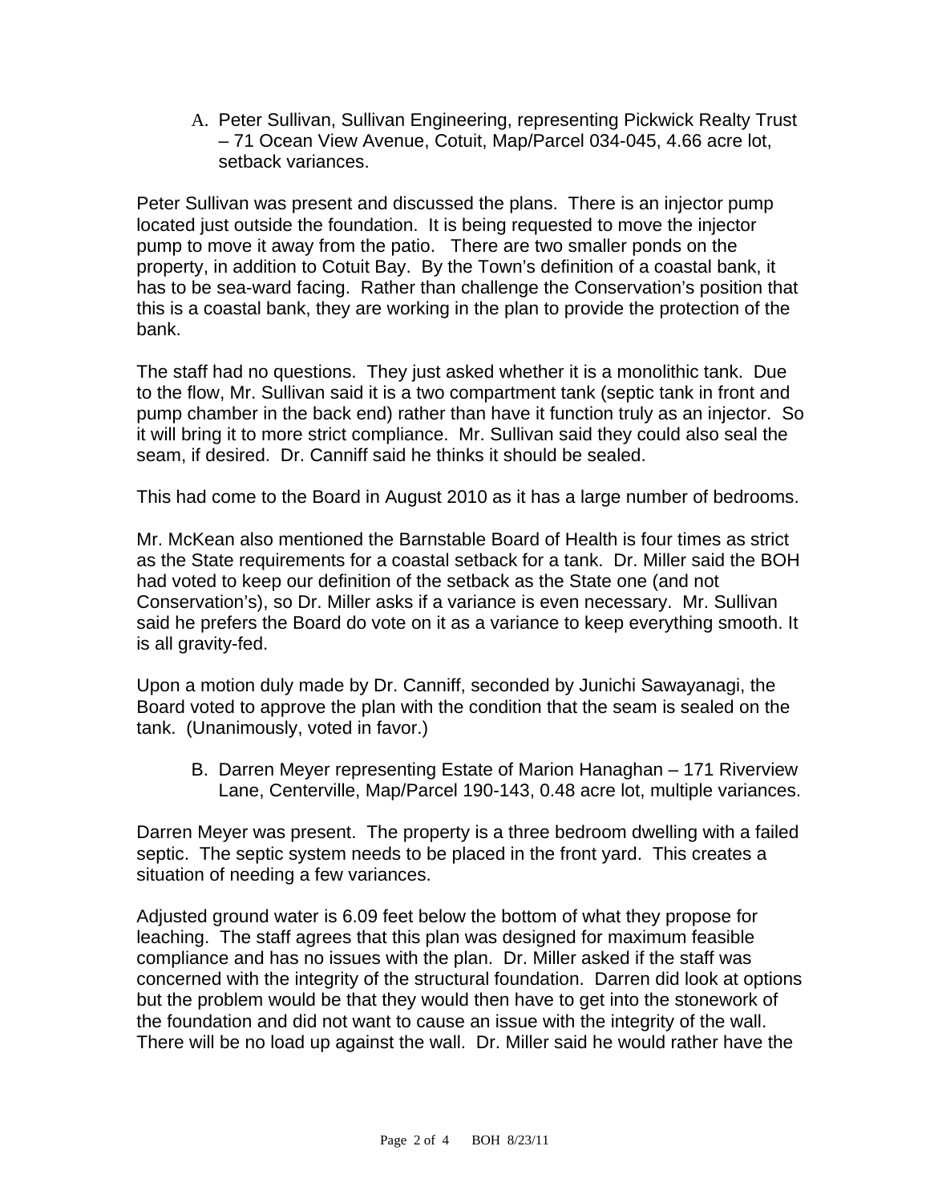A. Peter Sullivan, Sullivan Engineering, representing Pickwick Realty Trust – 71 Ocean View Avenue, Cotuit, Map/Parcel 034-045, 4.66 acre lot, setback variances.

Peter Sullivan was present and discussed the plans. There is an injector pump located just outside the foundation. It is being requested to move the injector pump to move it away from the patio. There are two smaller ponds on the property, in addition to Cotuit Bay. By the Town's definition of a coastal bank, it has to be sea-ward facing. Rather than challenge the Conservation's position that this is a coastal bank, they are working in the plan to provide the protection of the bank.

The staff had no questions. They just asked whether it is a monolithic tank. Due to the flow, Mr. Sullivan said it is a two compartment tank (septic tank in front and pump chamber in the back end) rather than have it function truly as an injector. So it will bring it to more strict compliance. Mr. Sullivan said they could also seal the seam, if desired. Dr. Canniff said he thinks it should be sealed.

This had come to the Board in August 2010 as it has a large number of bedrooms.

Mr. McKean also mentioned the Barnstable Board of Health is four times as strict as the State requirements for a coastal setback for a tank. Dr. Miller said the BOH had voted to keep our definition of the setback as the State one (and not Conservation's), so Dr. Miller asks if a variance is even necessary. Mr. Sullivan said he prefers the Board do vote on it as a variance to keep everything smooth. It is all gravity-fed.

Upon a motion duly made by Dr. Canniff, seconded by Junichi Sawayanagi, the Board voted to approve the plan with the condition that the seam is sealed on the tank. (Unanimously, voted in favor.)

B. Darren Meyer representing Estate of Marion Hanaghan – 171 Riverview Lane, Centerville, Map/Parcel 190-143, 0.48 acre lot, multiple variances.

Darren Meyer was present. The property is a three bedroom dwelling with a failed septic. The septic system needs to be placed in the front yard. This creates a situation of needing a few variances.

Adjusted ground water is 6.09 feet below the bottom of what they propose for leaching. The staff agrees that this plan was designed for maximum feasible compliance and has no issues with the plan. Dr. Miller asked if the staff was concerned with the integrity of the structural foundation. Darren did look at options but the problem would be that they would then have to get into the stonework of the foundation and did not want to cause an issue with the integrity of the wall. There will be no load up against the wall. Dr. Miller said he would rather have the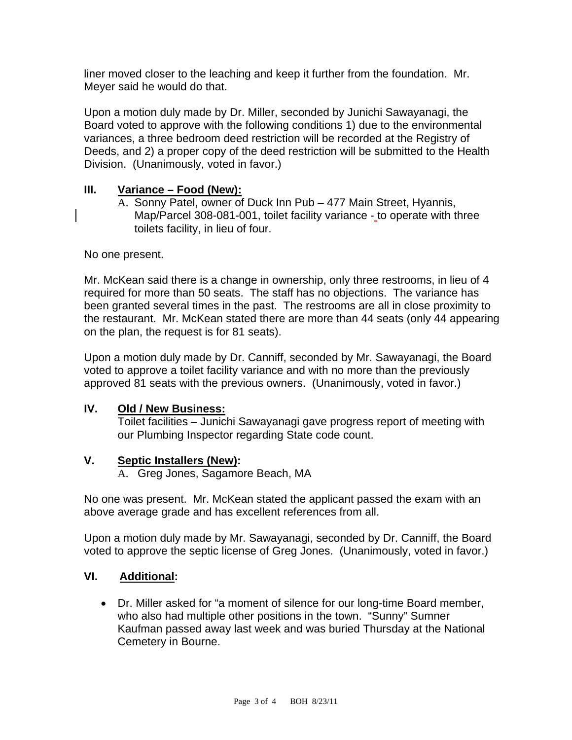liner moved closer to the leaching and keep it further from the foundation. Mr. Meyer said he would do that.

Upon a motion duly made by Dr. Miller, seconded by Junichi Sawayanagi, the Board voted to approve with the following conditions 1) due to the environmental variances, a three bedroom deed restriction will be recorded at the Registry of Deeds, and 2) a proper copy of the deed restriction will be submitted to the Health Division. (Unanimously, voted in favor.)

## III. Variance – Food (New):

A. Sonny Patel, owner of Duck Inn Pub – 477 Main Street, Hyannis, Map/Parcel 308-081-001, toilet facility variance - to operate with three toilets facility, in lieu of four.

No one present.

Mr. McKean said there is a change in ownership, only three restrooms, in lieu of 4 required for more than 50 seats. The staff has no objections. The variance has been granted several times in the past. The restrooms are all in close proximity to the restaurant. Mr. McKean stated there are more than 44 seats (only 44 appearing on the plan, the request is for 81 seats).

Upon a motion duly made by Dr. Canniff, seconded by Mr. Sawayanagi, the Board voted to approve a toilet facility variance and with no more than the previously approved 81 seats with the previous owners. (Unanimously, voted in favor.)

## IV. Old / New Business:

Toilet facilities – Junichi Sawayanagi gave progress report of meeting with our Plumbing Inspector regarding State code count.

## V. Septic Installers (New):

A. Greg Jones, Sagamore Beach, MA

No one was present. Mr. McKean stated the applicant passed the exam with an above average grade and has excellent references from all.

Upon a motion duly made by Mr. Sawayanagi, seconded by Dr. Canniff, the Board voted to approve the septic license of Greg Jones. (Unanimously, voted in favor.)

## VI. Additional:

- Dr. Miller asked for "a moment of silence for our long-time Board member, who also had multiple other positions in the town. "Sunny" Sumner Kaufman passed away last week and was buried Thursday at the National Cemetery in Bourne.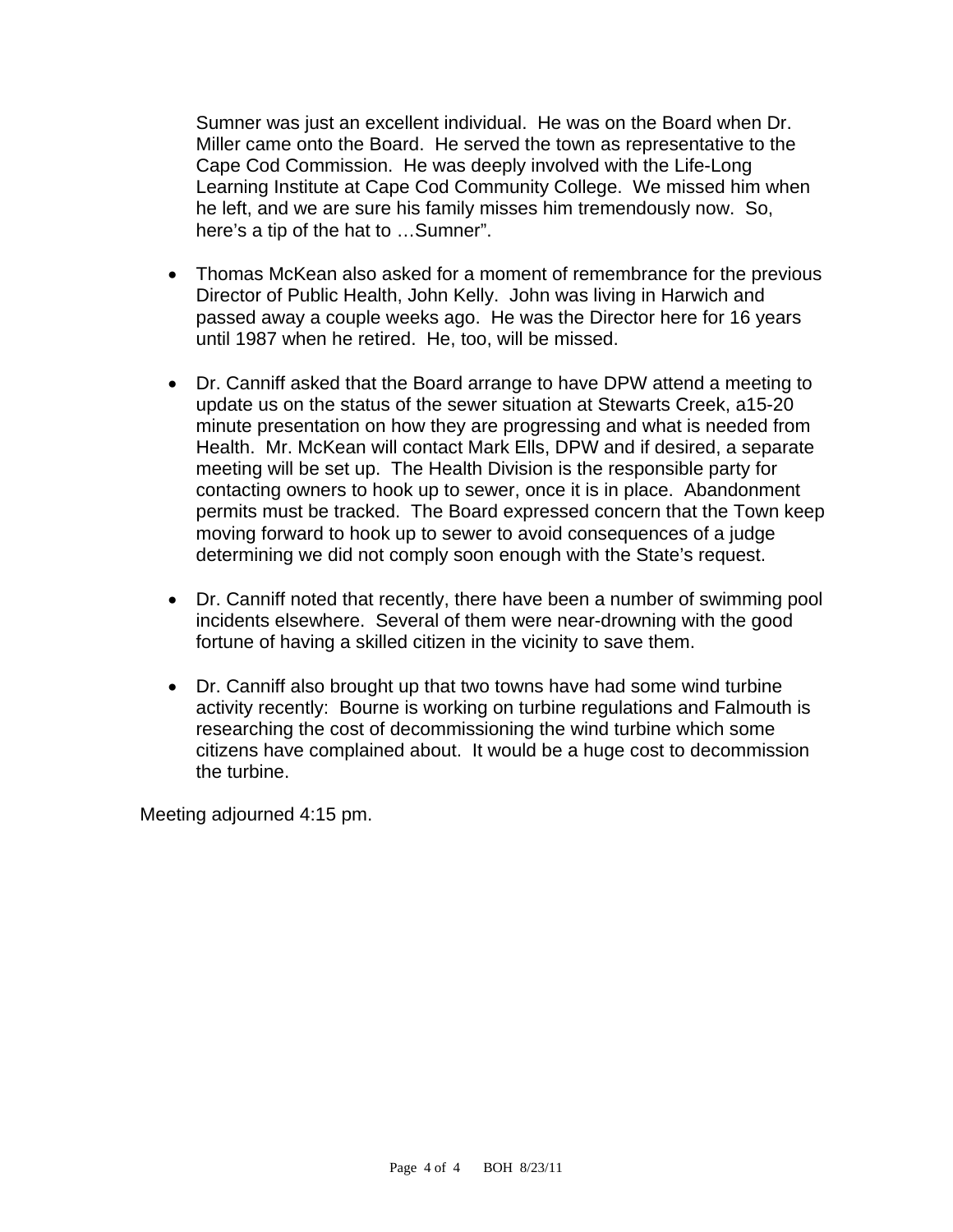Sumner was just an excellent individual. He was on the Board when Dr. Miller came onto the Board. He served the town as representative to the Cape Cod Commission. He was deeply involved with the Life-Long Learning Institute at Cape Cod Community College. We missed him when he left, and we are sure his family misses him tremendously now. So, here's a tip of the hat to …Sumner".

- Thomas McKean also asked for a moment of remembrance for the previous Director of Public Health, John Kelly. John was living in Harwich and passed away a couple weeks ago. He was the Director here for 16 years until 1987 when he retired. He, too, will be missed.

- Dr. Canniff asked that the Board arrange to have DPW attend a meeting to update us on the status of the sewer situation at Stewarts Creek, a15-20 minute presentation on how they are progressing and what is needed from Health. Mr. McKean will contact Mark Ells, DPW and if desired, a separate meeting will be set up. The Health Division is the responsible party for contacting owners to hook up to sewer, once it is in place. Abandonment permits must be tracked. The Board expressed concern that the Town keep moving forward to hook up to sewer to avoid consequences of a judge determining we did not comply soon enough with the State's request.

- Dr. Canniff noted that recently, there have been a number of swimming pool incidents elsewhere. Several of them were near-drowning with the good fortune of having a skilled citizen in the vicinity to save them.

- Dr. Canniff also brought up that two towns have had some wind turbine activity recently: Bourne is working on turbine regulations and Falmouth is researching the cost of decommissioning the wind turbine which some citizens have complained about. It would be a huge cost to decommission the turbine.

Meeting adjourned 4:15 pm.